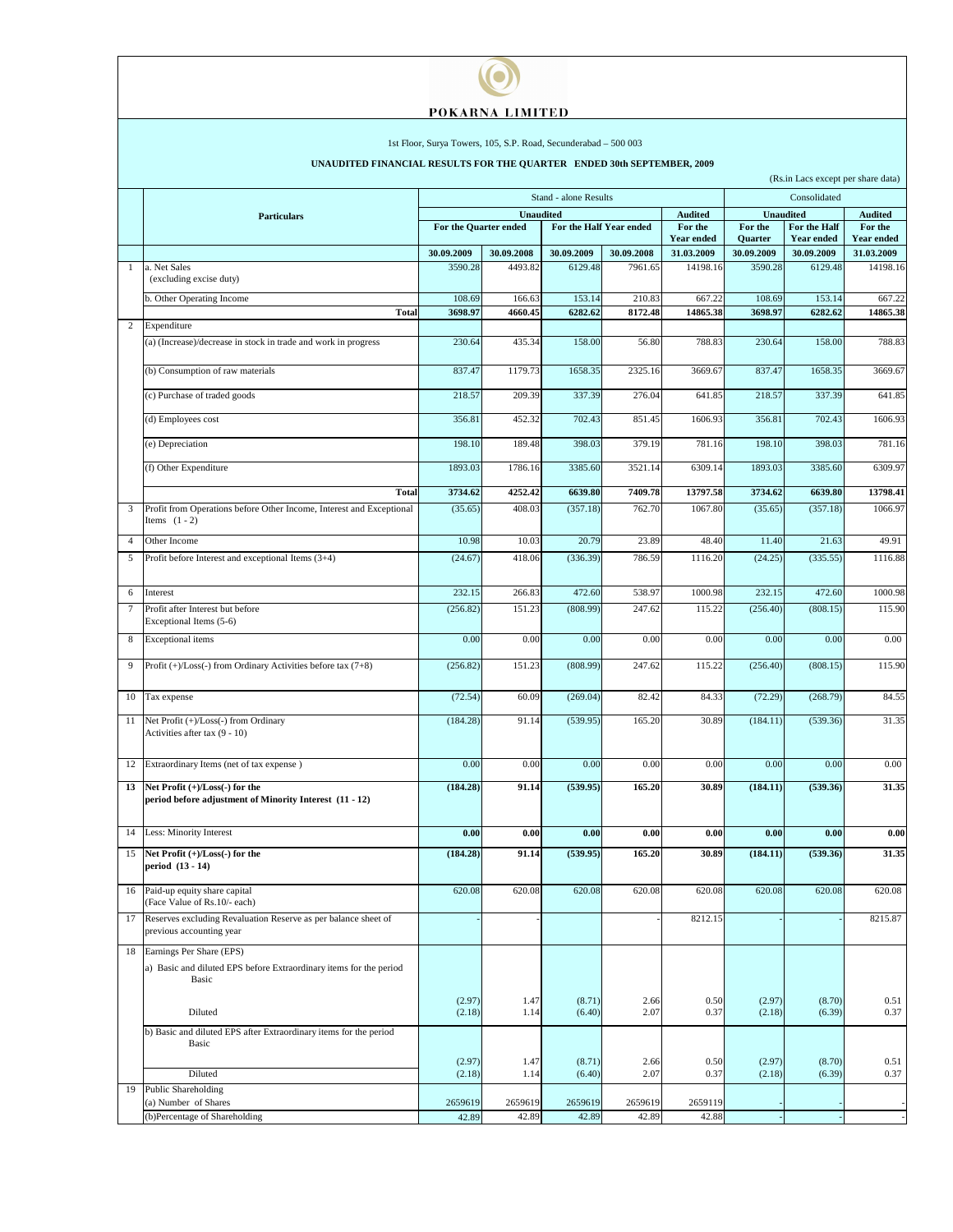# POKARNA LIMITED

1st Floor, Surya Towers, 105, S.P. Road, Secunderabad – 500 003

**UNAUDITED FINANCIAL RESULTS FOR THE QUARTER ENDED 30th SEPTEMBER, 2009**

(Rs.in Lacs except per share data)

| | Particulars | Stand - alone Results | | | | | Consolidated | | |
|---|---|---|---|---|---|---|---|---|---|
| | | Unaudited | | | | Audited | Unaudited | | Audited |
| | | For the Quarter ended | | For the Half Year ended | | For the Year ended | For the Quarter | For the Half Year ended | For the Year ended |
| | | 30.09.2009 | 30.09.2008 | 30.09.2009 | 30.09.2008 | 31.03.2009 | 30.09.2009 | 30.09.2009 | 31.03.2009 |
| 1 | a. Net Sales (excluding excise duty) | 3590.28 | 4493.82 | 6129.48 | 7961.65 | 14198.16 | 3590.28 | 6129.48 | 14198.16 |
| | b. Other Operating Income | 108.69 | 166.63 | 153.14 | 210.83 | 667.22 | 108.69 | 153.14 | 667.22 |
| | **Total** | **3698.97** | **4660.45** | **6282.62** | **8172.48** | **14865.38** | **3698.97** | **6282.62** | **14865.38** |
| 2 | Expenditure | | | | | | | | |
| | (a) (Increase)/decrease in stock in trade and work in progress | 230.64 | 435.34 | 158.00 | 56.80 | 788.83 | 230.64 | 158.00 | 788.83 |
| | (b) Consumption of raw materials | 837.47 | 1179.73 | 1658.35 | 2325.16 | 3669.67 | 837.47 | 1658.35 | 3669.67 |
| | (c) Purchase of traded goods | 218.57 | 209.39 | 337.39 | 276.04 | 641.85 | 218.57 | 337.39 | 641.85 |
| | (d) Employees cost | 356.81 | 452.32 | 702.43 | 851.45 | 1606.93 | 356.81 | 702.43 | 1606.93 |
| | (e) Depreciation | 198.10 | 189.48 | 398.03 | 379.19 | 781.16 | 198.10 | 398.03 | 781.16 |
| | (f) Other Expenditure | 1893.03 | 1786.16 | 3385.60 | 3521.14 | 6309.14 | 1893.03 | 3385.60 | 6309.97 |
| | **Total** | **3734.62** | **4252.42** | **6639.80** | **7409.78** | **13797.58** | **3734.62** | **6639.80** | **13798.41** |
| 3 | Profit from Operations before Other Income, Interest and Exceptional Items (1 - 2) | (35.65) | 408.03 | (357.18) | 762.70 | 1067.80 | (35.65) | (357.18) | 1066.97 |
| 4 | Other Income | 10.98 | 10.03 | 20.79 | 23.89 | 48.40 | 11.40 | 21.63 | 49.91 |
| 5 | Profit before Interest and exceptional Items (3+4) | (24.67) | 418.06 | (336.39) | 786.59 | 1116.20 | (24.25) | (335.55) | 1116.88 |
| 6 | Interest | 232.15 | 266.83 | 472.60 | 538.97 | 1000.98 | 232.15 | 472.60 | 1000.98 |
| 7 | Profit after Interest but before Exceptional Items (5-6) | (256.82) | 151.23 | (808.99) | 247.62 | 115.22 | (256.40) | (808.15) | 115.90 |
| 8 | Exceptional items | 0.00 | 0.00 | 0.00 | 0.00 | 0.00 | 0.00 | 0.00 | 0.00 |
| 9 | Profit (+)/Loss(-) from Ordinary Activities before tax (7+8) | (256.82) | 151.23 | (808.99) | 247.62 | 115.22 | (256.40) | (808.15) | 115.90 |
| 10 | Tax expense | (72.54) | 60.09 | (269.04) | 82.42 | 84.33 | (72.29) | (268.79) | 84.55 |
| 11 | Net Profit (+)/Loss(-) from Ordinary Activities after tax (9 - 10) | (184.28) | 91.14 | (539.95) | 165.20 | 30.89 | (184.11) | (539.36) | 31.35 |
| 12 | Extraordinary Items (net of tax expense ) | 0.00 | 0.00 | 0.00 | 0.00 | 0.00 | 0.00 | 0.00 | 0.00 |
| 13 | **Net Profit (+)/Loss(-) for the period before adjustment of Minority Interest (11 - 12)** | **(184.28)** | **91.14** | **(539.95)** | **165.20** | **30.89** | **(184.11)** | **(539.36)** | **31.35** |
| 14 | Less: Minority Interest | **0.00** | **0.00** | **0.00** | **0.00** | **0.00** | **0.00** | **0.00** | **0.00** |
| 15 | **Net Profit (+)/Loss(-) for the period (13 - 14)** | **(184.28)** | **91.14** | **(539.95)** | **165.20** | **30.89** | **(184.11)** | **(539.36)** | **31.35** |
| 16 | Paid-up equity share capital (Face Value of Rs.10/- each) | 620.08 | 620.08 | 620.08 | 620.08 | 620.08 | 620.08 | 620.08 | 620.08 |
| 17 | Reserves excluding Revaluation Reserve as per balance sheet of previous accounting year | - | - | | - | 8212.15 | - | - | 8215.87 |
| 18 | Earnings Per Share (EPS) | | | | | | | | |
| | a) Basic and diluted EPS before Extraordinary items for the period | | | | | | | | |
| | Basic | (2.97) | 1.47 | (8.71) | 2.66 | 0.50 | (2.97) | (8.70) | 0.51 |
| | Diluted | (2.18) | 1.14 | (6.40) | 2.07 | 0.37 | (2.18) | (6.39) | 0.37 |
| | b) Basic and diluted EPS after Extraordinary items for the period | | | | | | | | |
| | Basic | (2.97) | 1.47 | (8.71) | 2.66 | 0.50 | (2.97) | (8.70) | 0.51 |
| | Diluted | (2.18) | 1.14 | (6.40) | 2.07 | 0.37 | (2.18) | (6.39) | 0.37 |
| 19 | Public Shareholding | | | | | | | | |
| | (a) Number of Shares | 2659619 | 2659619 | 2659619 | 2659619 | 2659119 | - | - | - |
| | (b)Percentage of Shareholding | 42.89 | 42.89 | 42.89 | 42.89 | 42.88 | - | - | - |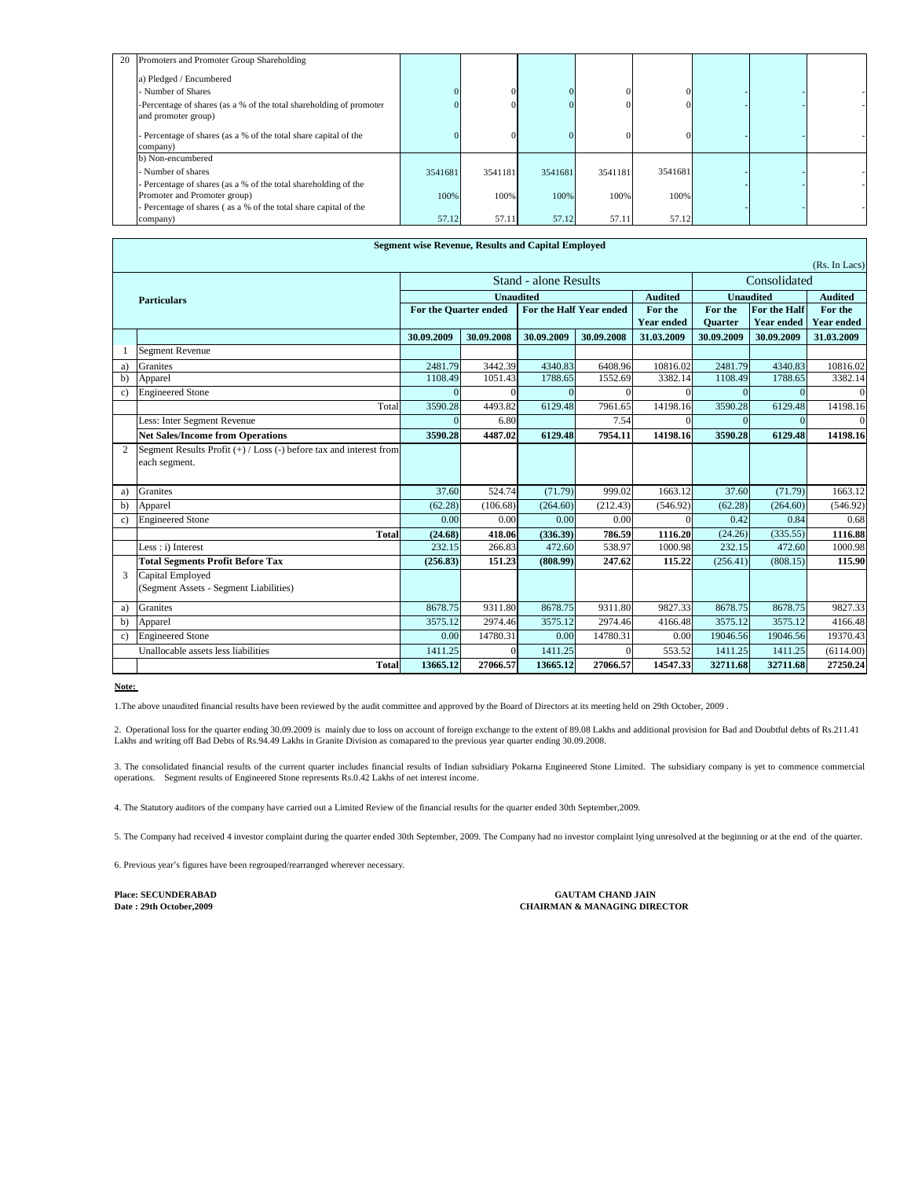| | | | | | | | | | |
|---|---|---|---|---|---|---|---|---|---|
| 20 | Promoters and Promoter Group Shareholding | | | | | | | | |
| | a) Pledged / Encumbered | | | | | | | | |
| | - Number of Shares | 0 | 0 | 0 | 0 | 0 | - | - | - |
| | -Percentage of shares (as a % of the total shareholding of promoter and promoter group) | 0 | 0 | 0 | 0 | 0 | - | - | - |
| | - Percentage of shares (as a % of the total share capital of the company) | 0 | 0 | 0 | 0 | 0 | - | - | - |
| | b) Non-encumbered | | | | | | | | |
| | - Number of shares | 3541681 | 3541181 | 3541681 | 3541181 | 3541681 | - | - | - |
| | - Percentage of shares (as a % of the total shareholding of the Promoter and Promoter group) | 100% | 100% | 100% | 100% | 100% | - | - | - |
| | - Percentage of shares ( as a % of the total share capital of the company) | 57.12 | 57.11 | 57.12 | 57.11 | 57.12 | - | - | - |

**Segment wise Revenue, Results and Capital Employed**

(Rs. In Lacs)

| | Particulars | Stand - alone Results | | | | | Consolidated | | |
|---|---|---|---|---|---|---|---|---|---|
| | | Unaudited | | | | Audited | Unaudited | | Audited |
| | | For the Quarter ended | | For the Half Year ended | | For the Year ended | For the Quarter | For the Half Year ended | For the Year ended |
| | | 30.09.2009 | 30.09.2008 | 30.09.2009 | 30.09.2008 | 31.03.2009 | 30.09.2009 | 30.09.2009 | 31.03.2009 |
| 1 | Segment Revenue | | | | | | | | |
| a) | Granites | 2481.79 | 3442.39 | 4340.83 | 6408.96 | 10816.02 | 2481.79 | 4340.83 | 10816.02 |
| b) | Apparel | 1108.49 | 1051.43 | 1788.65 | 1552.69 | 3382.14 | 1108.49 | 1788.65 | 3382.14 |
| c) | Engineered Stone | 0 | 0 | 0 | 0 | 0 | 0 | 0 | 0 |
| | Total | 3590.28 | 4493.82 | 6129.48 | 7961.65 | 14198.16 | 3590.28 | 6129.48 | 14198.16 |
| | Less: Inter Segment Revenue | 0 | 6.80 | | 7.54 | 0 | 0 | 0 | 0 |
| | **Net Sales/Income from Operations** | **3590.28** | **4487.02** | **6129.48** | **7954.11** | **14198.16** | **3590.28** | **6129.48** | **14198.16** |
| 2 | Segment Results Profit (+) / Loss (-) before tax and interest from each segment. | | | | | | | | |
| a) | Granites | 37.60 | 524.74 | (71.79) | 999.02 | 1663.12 | 37.60 | (71.79) | 1663.12 |
| b) | Apparel | (62.28) | (106.68) | (264.60) | (212.43) | (546.92) | (62.28) | (264.60) | (546.92) |
| c) | Engineered Stone | 0.00 | 0.00 | 0.00 | 0.00 | 0 | 0.42 | 0.84 | 0.68 |
| | **Total** | **(24.68)** | **418.06** | **(336.39)** | **786.59** | **1116.20** | (24.26) | (335.55) | **1116.88** |
| | Less : i) Interest | 232.15 | 266.83 | 472.60 | 538.97 | 1000.98 | 232.15 | 472.60 | 1000.98 |
| | **Total Segments Profit Before Tax** | **(256.83)** | **151.23** | **(808.99)** | **247.62** | **115.22** | (256.41) | (808.15) | **115.90** |
| 3 | Capital Employed (Segment Assets - Segment Liabilities) | | | | | | | | |
| a) | Granites | 8678.75 | 9311.80 | 8678.75 | 9311.80 | 9827.33 | 8678.75 | 8678.75 | 9827.33 |
| b) | Apparel | 3575.12 | 2974.46 | 3575.12 | 2974.46 | 4166.48 | 3575.12 | 3575.12 | 4166.48 |
| c) | Engineered Stone | 0.00 | 14780.31 | 0.00 | 14780.31 | 0.00 | 19046.56 | 19046.56 | 19370.43 |
| | Unallocable assets less liabilities | 1411.25 | 0 | 1411.25 | 0 | 553.52 | 1411.25 | 1411.25 | (6114.00) |
| | **Total** | **13665.12** | **27066.57** | **13665.12** | **27066.57** | **14547.33** | **32711.68** | **32711.68** | **27250.24** |

**Note:**

1.The above unaudited financial results have been reviewed by the audit committee and approved by the Board of Directors at its meeting held on 29th October, 2009 .

2. Operational loss for the quarter ending 30.09.2009 is mainly due to loss on account of foreign exchange to the extent of 89.08 Lakhs and additional provision for Bad and Doubtful debts of Rs.211.41 Lakhs and writing off Bad Debts of Rs.94.49 Lakhs in Granite Division as comapared to the previous year quarter ending 30.09.2008.

3. The consolidated financial results of the current quarter includes financial results of Indian subsidiary Pokarna Engineered Stone Limited. The subsidiary company is yet to commence commercial operations. Segment results of Engineered Stone represents Rs.0.42 Lakhs of net interest income.

4. The Statutory auditors of the company have carried out a Limited Review of the financial results for the quarter ended 30th September,2009.

5. The Company had received 4 investor complaint during the quarter ended 30th September, 2009. The Company had no investor complaint lying unresolved at the beginning or at the end of the quarter.

6. Previous year's figures have been regrouped/rearranged wherever necessary.

**Place: SECUNDERABAD**
**Date : 29th October,2009**

**GAUTAM CHAND JAIN**
**CHAIRMAN & MANAGING DIRECTOR**